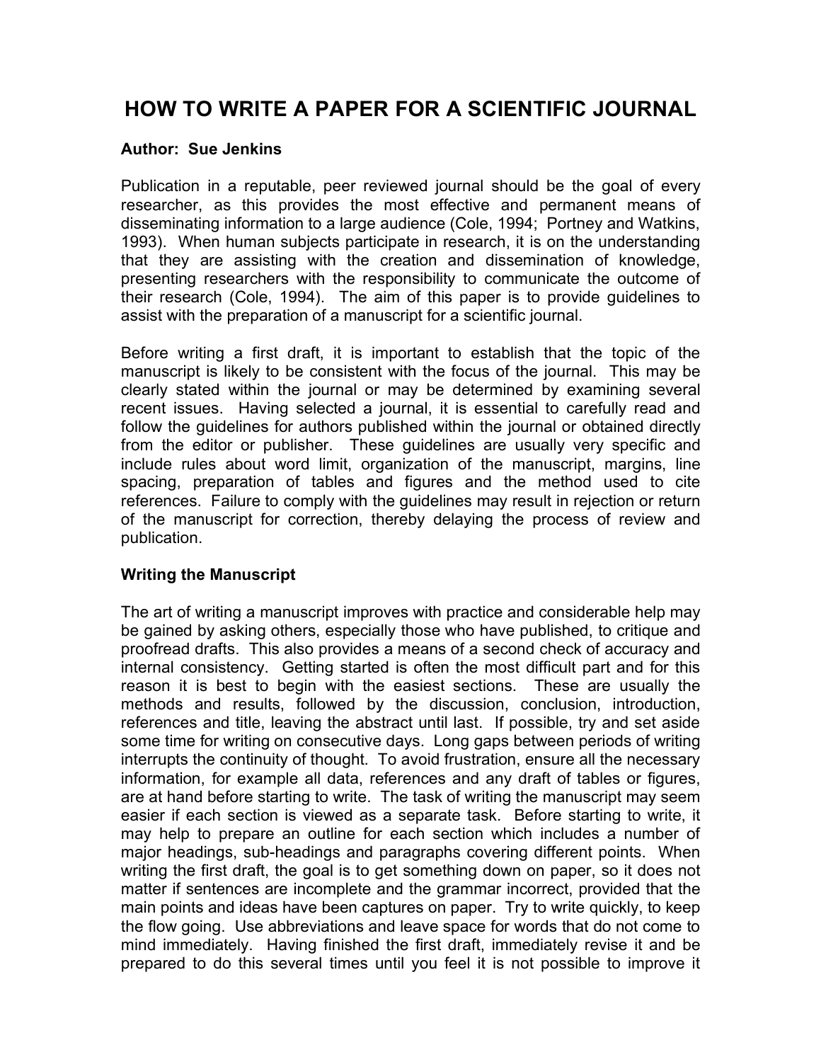# HOW TO WRITE A PAPER FOR A SCIENTIFIC JOURNAL

**Author: Sue Jenkins**

Publication in a reputable, peer reviewed journal should be the goal of every researcher, as this provides the most effective and permanent means of disseminating information to a large audience (Cole, 1994; Portney and Watkins, 1993). When human subjects participate in research, it is on the understanding that they are assisting with the creation and dissemination of knowledge, presenting researchers with the responsibility to communicate the outcome of their research (Cole, 1994). The aim of this paper is to provide guidelines to assist with the preparation of a manuscript for a scientific journal.

Before writing a first draft, it is important to establish that the topic of the manuscript is likely to be consistent with the focus of the journal. This may be clearly stated within the journal or may be determined by examining several recent issues. Having selected a journal, it is essential to carefully read and follow the guidelines for authors published within the journal or obtained directly from the editor or publisher. These guidelines are usually very specific and include rules about word limit, organization of the manuscript, margins, line spacing, preparation of tables and figures and the method used to cite references. Failure to comply with the guidelines may result in rejection or return of the manuscript for correction, thereby delaying the process of review and publication.

## Writing the Manuscript

The art of writing a manuscript improves with practice and considerable help may be gained by asking others, especially those who have published, to critique and proofread drafts. This also provides a means of a second check of accuracy and internal consistency. Getting started is often the most difficult part and for this reason it is best to begin with the easiest sections. These are usually the methods and results, followed by the discussion, conclusion, introduction, references and title, leaving the abstract until last. If possible, try and set aside some time for writing on consecutive days. Long gaps between periods of writing interrupts the continuity of thought. To avoid frustration, ensure all the necessary information, for example all data, references and any draft of tables or figures, are at hand before starting to write. The task of writing the manuscript may seem easier if each section is viewed as a separate task. Before starting to write, it may help to prepare an outline for each section which includes a number of major headings, sub-headings and paragraphs covering different points. When writing the first draft, the goal is to get something down on paper, so it does not matter if sentences are incomplete and the grammar incorrect, provided that the main points and ideas have been captures on paper. Try to write quickly, to keep the flow going. Use abbreviations and leave space for words that do not come to mind immediately. Having finished the first draft, immediately revise it and be prepared to do this several times until you feel it is not possible to improve it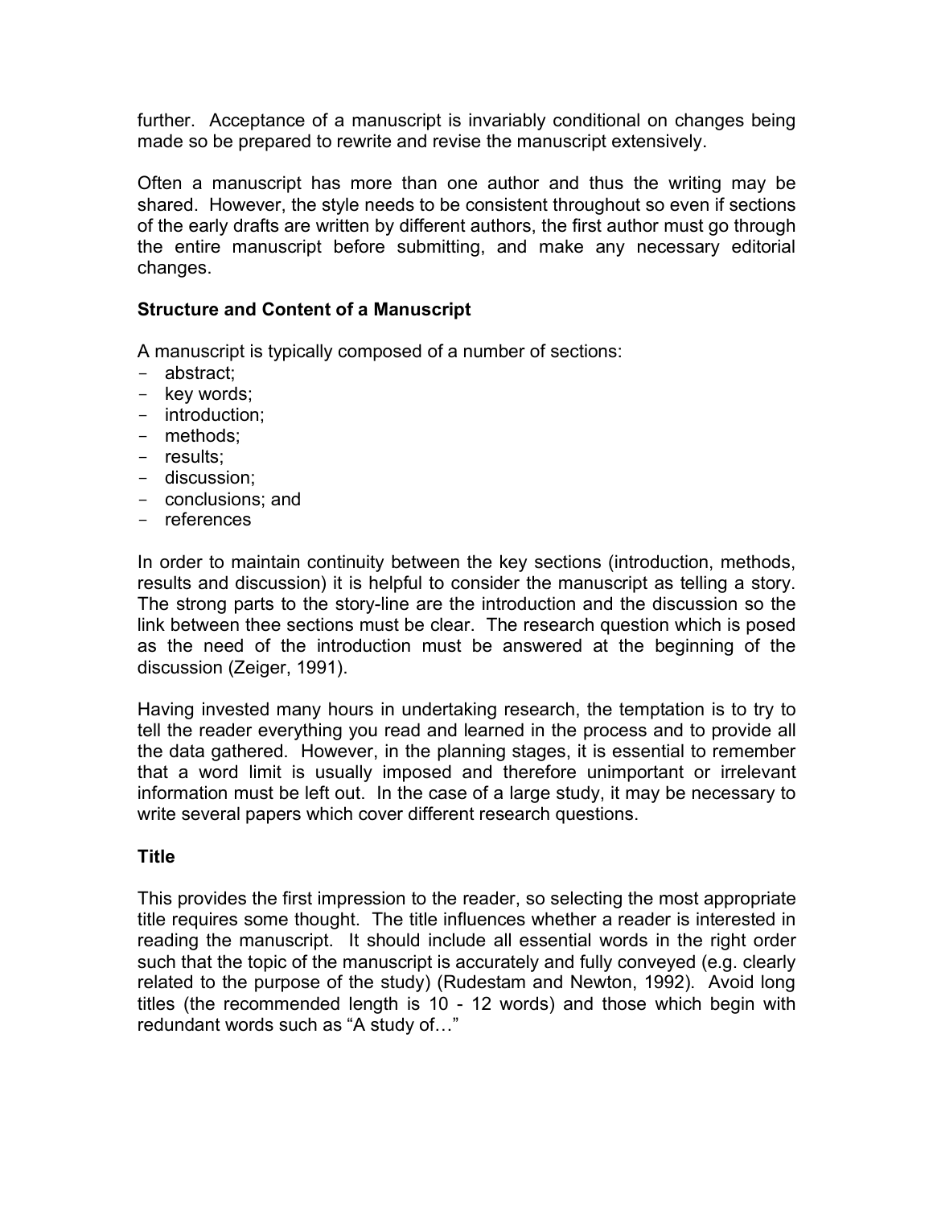further. Acceptance of a manuscript is invariably conditional on changes being made so be prepared to rewrite and revise the manuscript extensively.

Often a manuscript has more than one author and thus the writing may be shared. However, the style needs to be consistent throughout so even if sections of the early drafts are written by different authors, the first author must go through the entire manuscript before submitting, and make any necessary editorial changes.

### Structure and Content of a Manuscript

A manuscript is typically composed of a number of sections:

- abstract;
- key words;
- introduction;
- methods;
- results;
- discussion;
- conclusions; and
- references

In order to maintain continuity between the key sections (introduction, methods, results and discussion) it is helpful to consider the manuscript as telling a story. The strong parts to the story-line are the introduction and the discussion so the link between thee sections must be clear. The research question which is posed as the need of the introduction must be answered at the beginning of the discussion (Zeiger, 1991).

Having invested many hours in undertaking research, the temptation is to try to tell the reader everything you read and learned in the process and to provide all the data gathered. However, in the planning stages, it is essential to remember that a word limit is usually imposed and therefore unimportant or irrelevant information must be left out. In the case of a large study, it may be necessary to write several papers which cover different research questions.

### Title

This provides the first impression to the reader, so selecting the most appropriate title requires some thought. The title influences whether a reader is interested in reading the manuscript. It should include all essential words in the right order such that the topic of the manuscript is accurately and fully conveyed (e.g. clearly related to the purpose of the study) (Rudestam and Newton, 1992). Avoid long titles (the recommended length is 10 - 12 words) and those which begin with redundant words such as "A study of…"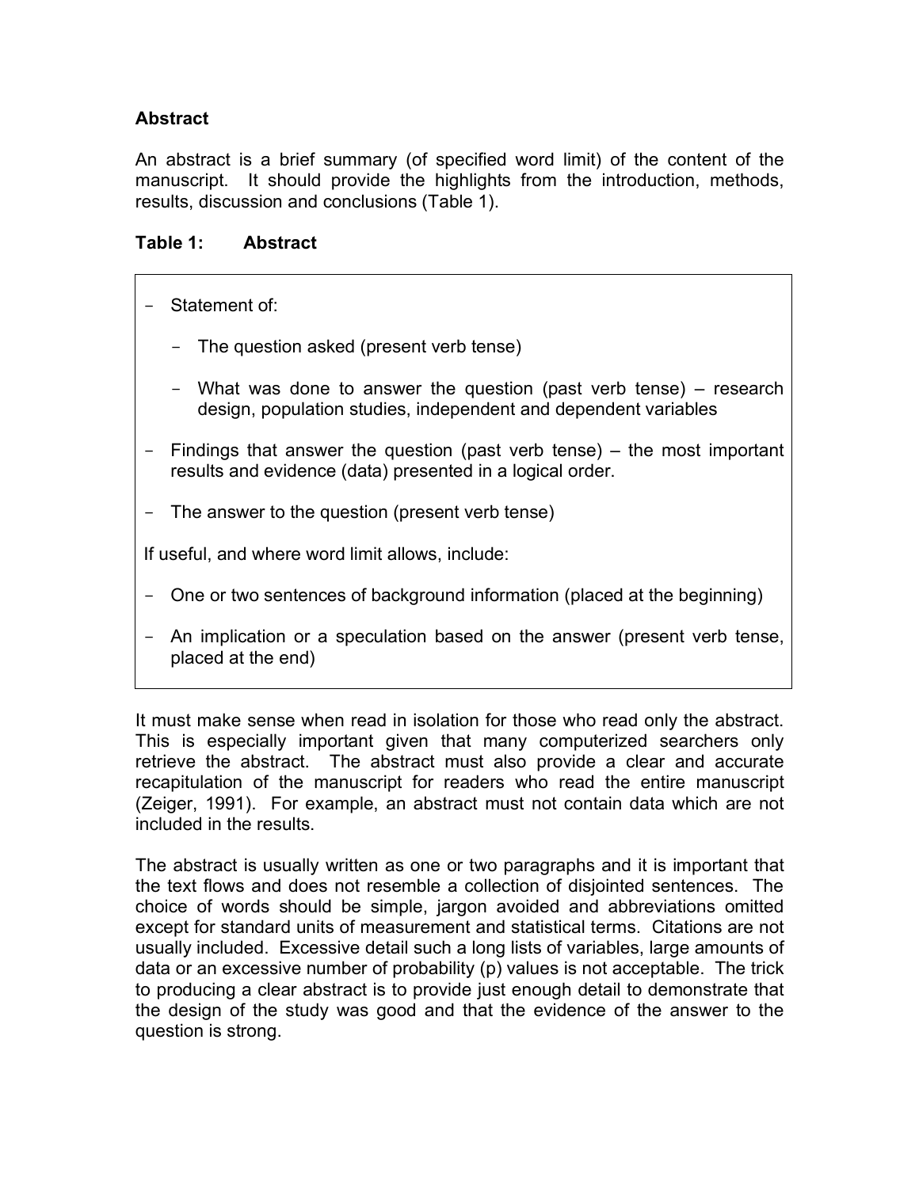**Abstract**

An abstract is a brief summary (of specified word limit) of the content of the manuscript. It should provide the highlights from the introduction, methods, results, discussion and conclusions (Table 1).

**Table 1: Abstract**

- Statement of:
  - The question asked (present verb tense)
  - What was done to answer the question (past verb tense) – research design, population studies, independent and dependent variables
- Findings that answer the question (past verb tense) – the most important results and evidence (data) presented in a logical order.
- The answer to the question (present verb tense)

If useful, and where word limit allows, include:

- One or two sentences of background information (placed at the beginning)
- An implication or a speculation based on the answer (present verb tense, placed at the end)

It must make sense when read in isolation for those who read only the abstract. This is especially important given that many computerized searchers only retrieve the abstract. The abstract must also provide a clear and accurate recapitulation of the manuscript for readers who read the entire manuscript (Zeiger, 1991). For example, an abstract must not contain data which are not included in the results.

The abstract is usually written as one or two paragraphs and it is important that the text flows and does not resemble a collection of disjointed sentences. The choice of words should be simple, jargon avoided and abbreviations omitted except for standard units of measurement and statistical terms. Citations are not usually included. Excessive detail such a long lists of variables, large amounts of data or an excessive number of probability (p) values is not acceptable. The trick to producing a clear abstract is to provide just enough detail to demonstrate that the design of the study was good and that the evidence of the answer to the question is strong.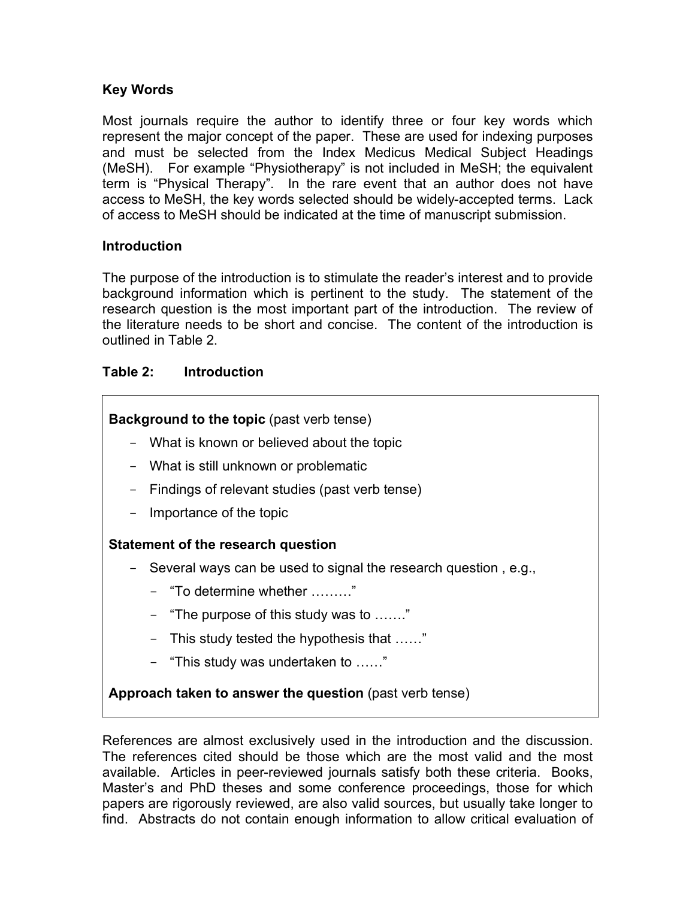**Key Words**

Most journals require the author to identify three or four key words which represent the major concept of the paper. These are used for indexing purposes and must be selected from the Index Medicus Medical Subject Headings (MeSH). For example "Physiotherapy" is not included in MeSH; the equivalent term is "Physical Therapy". In the rare event that an author does not have access to MeSH, the key words selected should be widely-accepted terms. Lack of access to MeSH should be indicated at the time of manuscript submission.

**Introduction**

The purpose of the introduction is to stimulate the reader's interest and to provide background information which is pertinent to the study. The statement of the research question is the most important part of the introduction. The review of the literature needs to be short and concise. The content of the introduction is outlined in Table 2.

**Table 2: Introduction**

**Background to the topic** (past verb tense)

- What is known or believed about the topic
- What is still unknown or problematic
- Findings of relevant studies (past verb tense)
- Importance of the topic

**Statement of the research question**

- Several ways can be used to signal the research question , e.g.,
  - "To determine whether ………"
  - "The purpose of this study was to ……."
  - This study tested the hypothesis that ……"
  - "This study was undertaken to ……"

**Approach taken to answer the question** (past verb tense)

References are almost exclusively used in the introduction and the discussion. The references cited should be those which are the most valid and the most available. Articles in peer-reviewed journals satisfy both these criteria. Books, Master's and PhD theses and some conference proceedings, those for which papers are rigorously reviewed, are also valid sources, but usually take longer to find. Abstracts do not contain enough information to allow critical evaluation of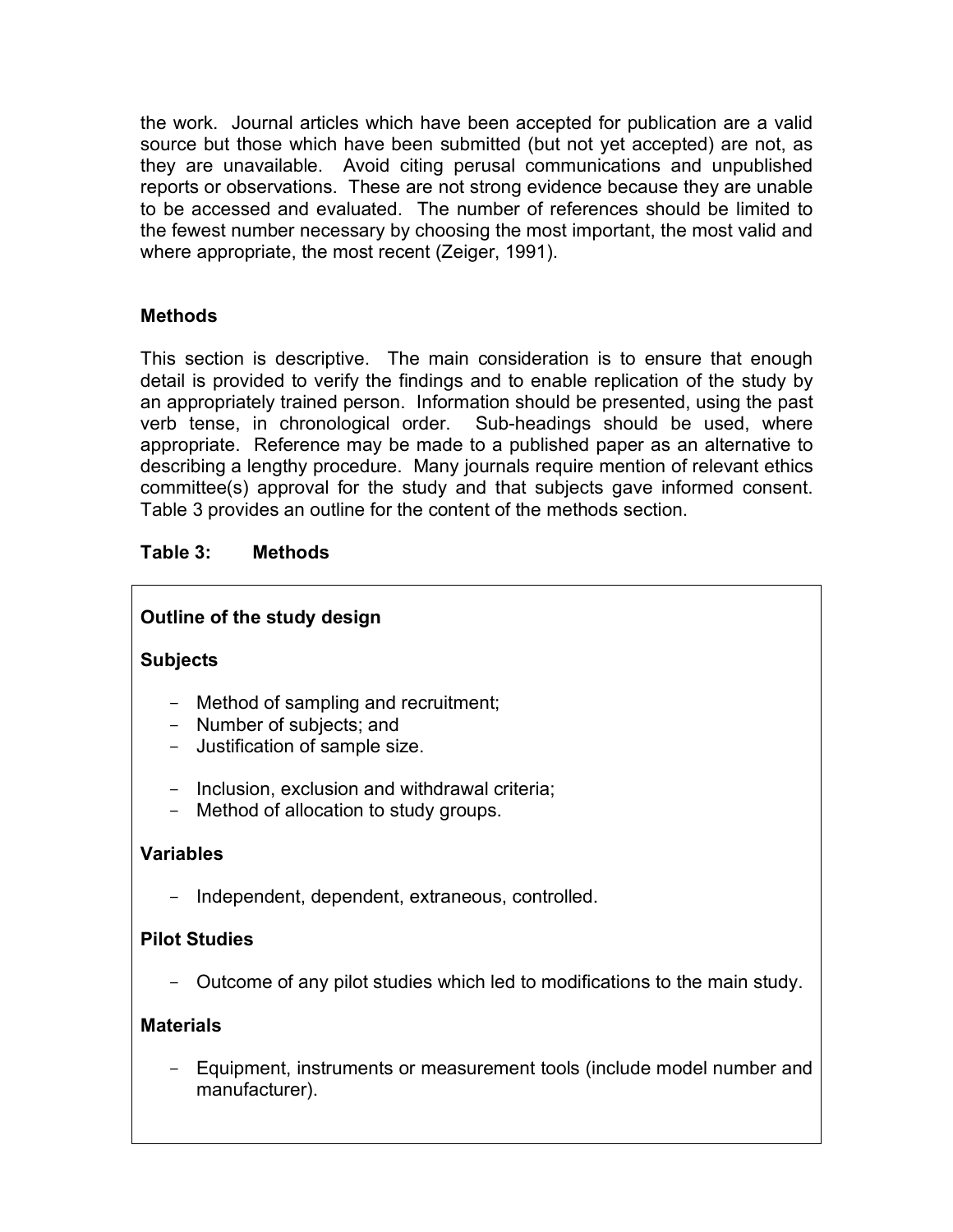the work. Journal articles which have been accepted for publication are a valid source but those which have been submitted (but not yet accepted) are not, as they are unavailable. Avoid citing perusal communications and unpublished reports or observations. These are not strong evidence because they are unable to be accessed and evaluated. The number of references should be limited to the fewest number necessary by choosing the most important, the most valid and where appropriate, the most recent (Zeiger, 1991).

## Methods

This section is descriptive. The main consideration is to ensure that enough detail is provided to verify the findings and to enable replication of the study by an appropriately trained person. Information should be presented, using the past verb tense, in chronological order. Sub-headings should be used, where appropriate. Reference may be made to a published paper as an alternative to describing a lengthy procedure. Many journals require mention of relevant ethics committee(s) approval for the study and that subjects gave informed consent. Table 3 provides an outline for the content of the methods section.

**Table 3: Methods**

**Outline of the study design**

**Subjects**

- Method of sampling and recruitment;
- Number of subjects; and
- Justification of sample size.

- Inclusion, exclusion and withdrawal criteria;
- Method of allocation to study groups.

**Variables**

- Independent, dependent, extraneous, controlled.

**Pilot Studies**

- Outcome of any pilot studies which led to modifications to the main study.

**Materials**

- Equipment, instruments or measurement tools (include model number and manufacturer).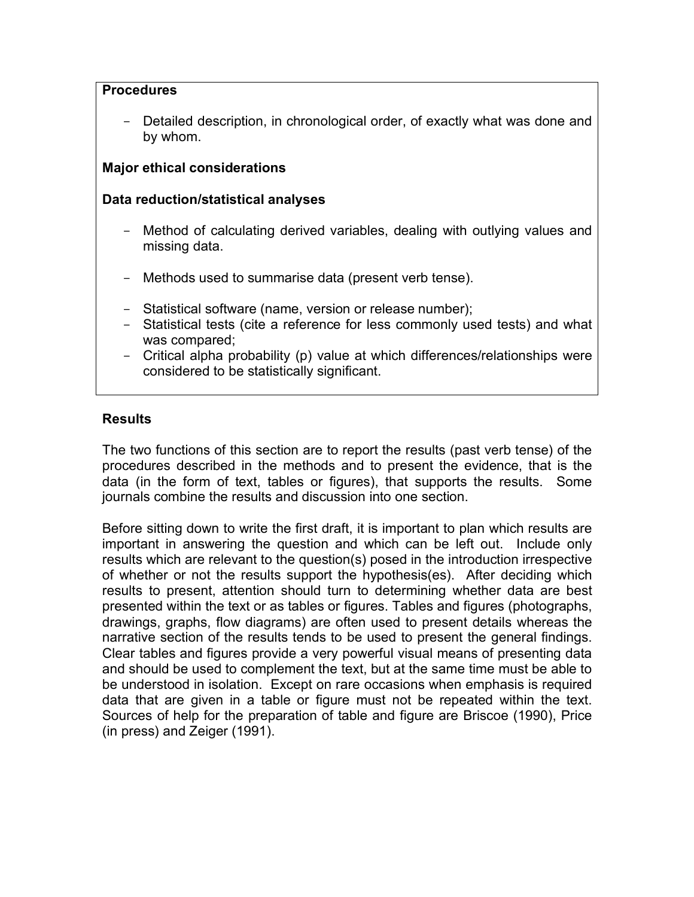**Procedures**

- Detailed description, in chronological order, of exactly what was done and by whom.

**Major ethical considerations**

**Data reduction/statistical analyses**

- Method of calculating derived variables, dealing with outlying values and missing data.

- Methods used to summarise data (present verb tense).

- Statistical software (name, version or release number);
- Statistical tests (cite a reference for less commonly used tests) and what was compared;
- Critical alpha probability (p) value at which differences/relationships were considered to be statistically significant.

**Results**

The two functions of this section are to report the results (past verb tense) of the procedures described in the methods and to present the evidence, that is the data (in the form of text, tables or figures), that supports the results. Some journals combine the results and discussion into one section.

Before sitting down to write the first draft, it is important to plan which results are important in answering the question and which can be left out. Include only results which are relevant to the question(s) posed in the introduction irrespective of whether or not the results support the hypothesis(es). After deciding which results to present, attention should turn to determining whether data are best presented within the text or as tables or figures. Tables and figures (photographs, drawings, graphs, flow diagrams) are often used to present details whereas the narrative section of the results tends to be used to present the general findings. Clear tables and figures provide a very powerful visual means of presenting data and should be used to complement the text, but at the same time must be able to be understood in isolation. Except on rare occasions when emphasis is required data that are given in a table or figure must not be repeated within the text. Sources of help for the preparation of table and figure are Briscoe (1990), Price (in press) and Zeiger (1991).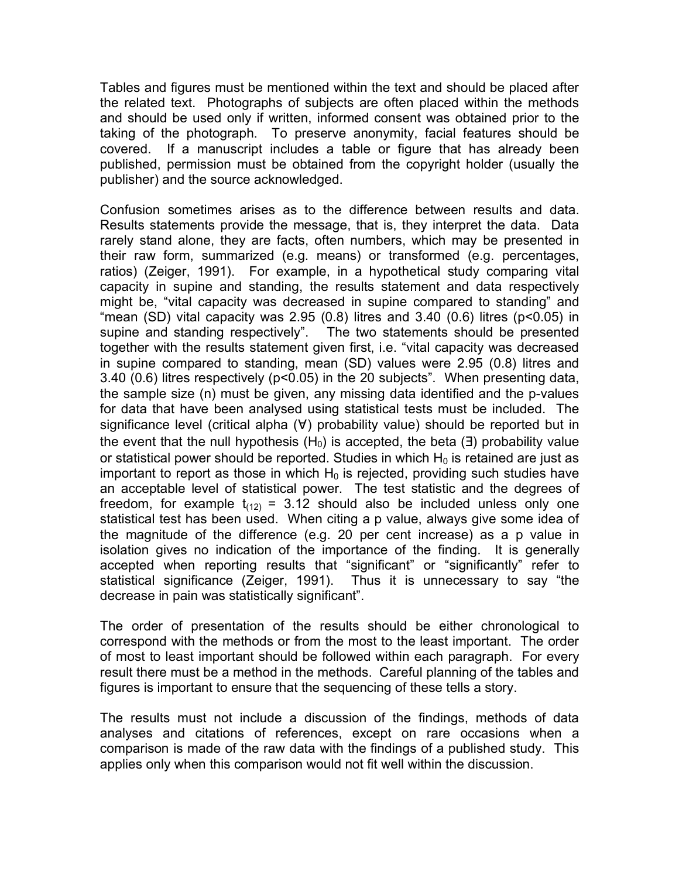Tables and figures must be mentioned within the text and should be placed after the related text. Photographs of subjects are often placed within the methods and should be used only if written, informed consent was obtained prior to the taking of the photograph. To preserve anonymity, facial features should be covered. If a manuscript includes a table or figure that has already been published, permission must be obtained from the copyright holder (usually the publisher) and the source acknowledged.

Confusion sometimes arises as to the difference between results and data. Results statements provide the message, that is, they interpret the data. Data rarely stand alone, they are facts, often numbers, which may be presented in their raw form, summarized (e.g. means) or transformed (e.g. percentages, ratios) (Zeiger, 1991). For example, in a hypothetical study comparing vital capacity in supine and standing, the results statement and data respectively might be, "vital capacity was decreased in supine compared to standing" and "mean (SD) vital capacity was 2.95 (0.8) litres and 3.40 (0.6) litres ($p<0.05$) in supine and standing respectively". The two statements should be presented together with the results statement given first, i.e. "vital capacity was decreased in supine compared to standing, mean (SD) values were 2.95 (0.8) litres and 3.40 (0.6) litres respectively ($p<0.05$) in the 20 subjects". When presenting data, the sample size (n) must be given, any missing data identified and the p-values for data that have been analysed using statistical tests must be included. The significance level (critical alpha (∀) probability value) should be reported but in the event that the null hypothesis ($H_0$) is accepted, the beta (∃) probability value or statistical power should be reported. Studies in which $H_0$ is retained are just as important to report as those in which $H_0$ is rejected, providing such studies have an acceptable level of statistical power. The test statistic and the degrees of freedom, for example $t_{(12)} = 3.12$ should also be included unless only one statistical test has been used. When citing a p value, always give some idea of the magnitude of the difference (e.g. 20 per cent increase) as a p value in isolation gives no indication of the importance of the finding. It is generally accepted when reporting results that "significant" or "significantly" refer to statistical significance (Zeiger, 1991). Thus it is unnecessary to say "the decrease in pain was statistically significant".

The order of presentation of the results should be either chronological to correspond with the methods or from the most to the least important. The order of most to least important should be followed within each paragraph. For every result there must be a method in the methods. Careful planning of the tables and figures is important to ensure that the sequencing of these tells a story.

The results must not include a discussion of the findings, methods of data analyses and citations of references, except on rare occasions when a comparison is made of the raw data with the findings of a published study. This applies only when this comparison would not fit well within the discussion.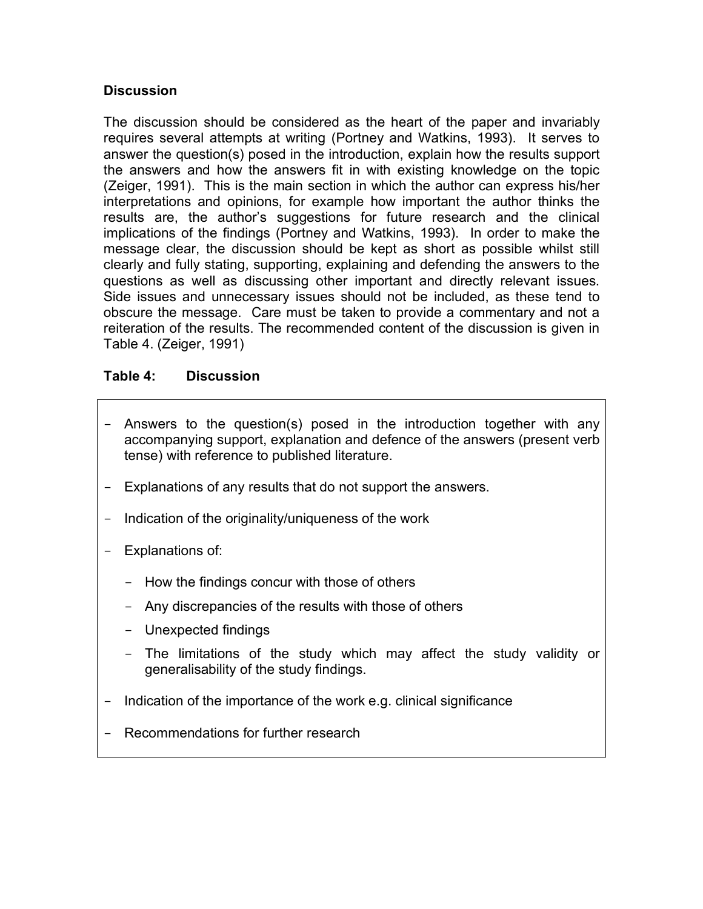### Discussion

The discussion should be considered as the heart of the paper and invariably requires several attempts at writing (Portney and Watkins, 1993). It serves to answer the question(s) posed in the introduction, explain how the results support the answers and how the answers fit in with existing knowledge on the topic (Zeiger, 1991). This is the main section in which the author can express his/her interpretations and opinions, for example how important the author thinks the results are, the author's suggestions for future research and the clinical implications of the findings (Portney and Watkins, 1993). In order to make the message clear, the discussion should be kept as short as possible whilst still clearly and fully stating, supporting, explaining and defending the answers to the questions as well as discussing other important and directly relevant issues. Side issues and unnecessary issues should not be included, as these tend to obscure the message. Care must be taken to provide a commentary and not a reiteration of the results. The recommended content of the discussion is given in Table 4. (Zeiger, 1991)

**Table 4: Discussion**

- Answers to the question(s) posed in the introduction together with any accompanying support, explanation and defence of the answers (present verb tense) with reference to published literature.
- Explanations of any results that do not support the answers.
- Indication of the originality/uniqueness of the work
- Explanations of:
  - How the findings concur with those of others
  - Any discrepancies of the results with those of others
  - Unexpected findings
  - The limitations of the study which may affect the study validity or generalisability of the study findings.
- Indication of the importance of the work e.g. clinical significance
- Recommendations for further research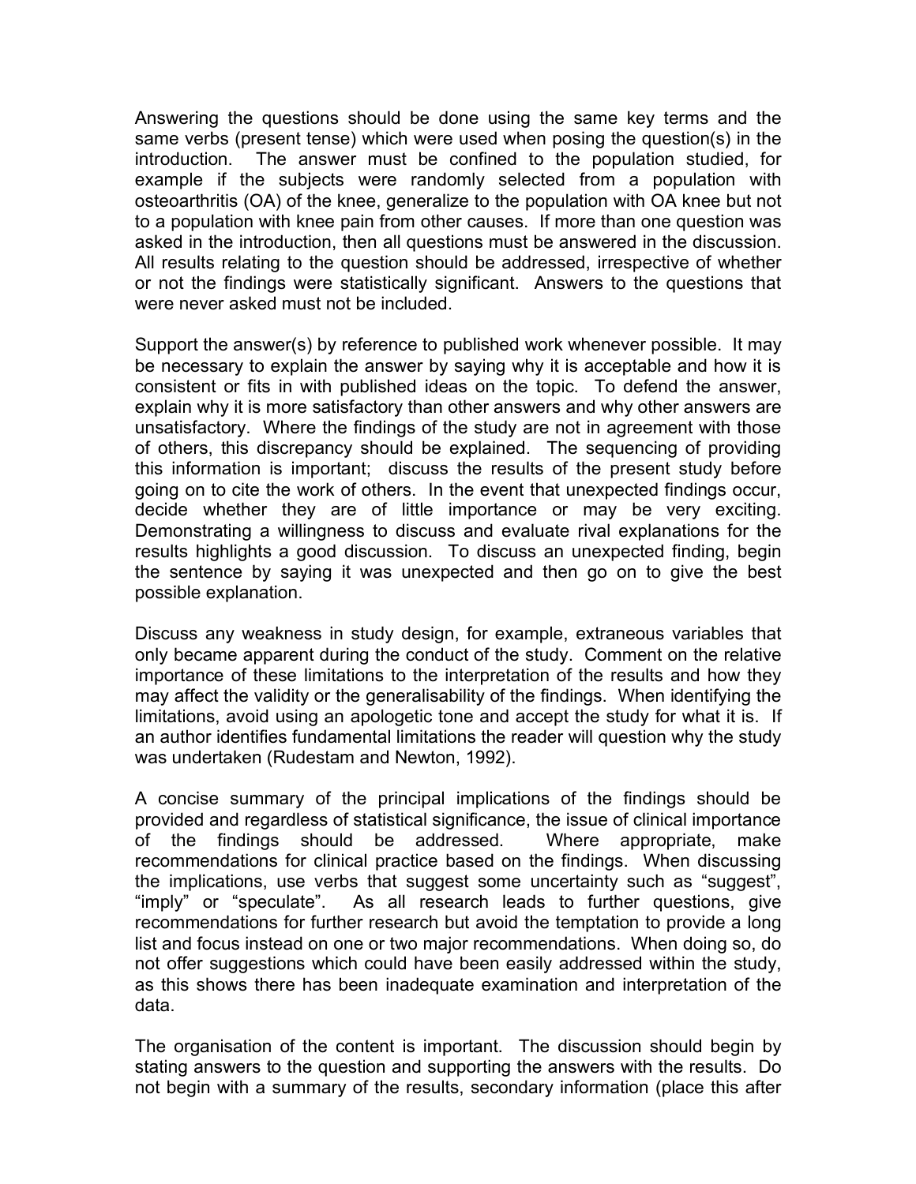Answering the questions should be done using the same key terms and the same verbs (present tense) which were used when posing the question(s) in the introduction. The answer must be confined to the population studied, for example if the subjects were randomly selected from a population with osteoarthritis (OA) of the knee, generalize to the population with OA knee but not to a population with knee pain from other causes. If more than one question was asked in the introduction, then all questions must be answered in the discussion. All results relating to the question should be addressed, irrespective of whether or not the findings were statistically significant. Answers to the questions that were never asked must not be included.

Support the answer(s) by reference to published work whenever possible. It may be necessary to explain the answer by saying why it is acceptable and how it is consistent or fits in with published ideas on the topic. To defend the answer, explain why it is more satisfactory than other answers and why other answers are unsatisfactory. Where the findings of the study are not in agreement with those of others, this discrepancy should be explained. The sequencing of providing this information is important; discuss the results of the present study before going on to cite the work of others. In the event that unexpected findings occur, decide whether they are of little importance or may be very exciting. Demonstrating a willingness to discuss and evaluate rival explanations for the results highlights a good discussion. To discuss an unexpected finding, begin the sentence by saying it was unexpected and then go on to give the best possible explanation.

Discuss any weakness in study design, for example, extraneous variables that only became apparent during the conduct of the study. Comment on the relative importance of these limitations to the interpretation of the results and how they may affect the validity or the generalisability of the findings. When identifying the limitations, avoid using an apologetic tone and accept the study for what it is. If an author identifies fundamental limitations the reader will question why the study was undertaken (Rudestam and Newton, 1992).

A concise summary of the principal implications of the findings should be provided and regardless of statistical significance, the issue of clinical importance of the findings should be addressed. Where appropriate, make recommendations for clinical practice based on the findings. When discussing the implications, use verbs that suggest some uncertainty such as "suggest", "imply" or "speculate". As all research leads to further questions, give recommendations for further research but avoid the temptation to provide a long list and focus instead on one or two major recommendations. When doing so, do not offer suggestions which could have been easily addressed within the study, as this shows there has been inadequate examination and interpretation of the data.

The organisation of the content is important. The discussion should begin by stating answers to the question and supporting the answers with the results. Do not begin with a summary of the results, secondary information (place this after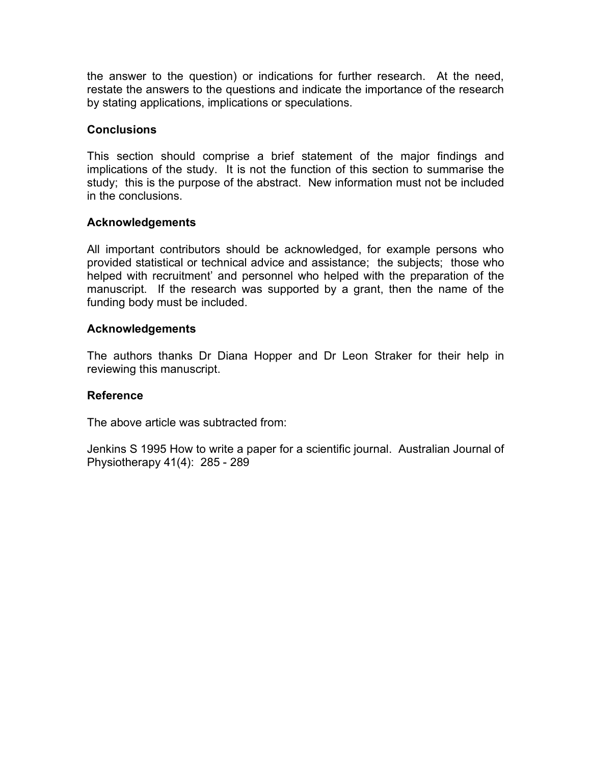the answer to the question) or indications for further research. At the need, restate the answers to the questions and indicate the importance of the research by stating applications, implications or speculations.

### Conclusions

This section should comprise a brief statement of the major findings and implications of the study. It is not the function of this section to summarise the study; this is the purpose of the abstract. New information must not be included in the conclusions.

### Acknowledgements

All important contributors should be acknowledged, for example persons who provided statistical or technical advice and assistance; the subjects; those who helped with recruitment' and personnel who helped with the preparation of the manuscript. If the research was supported by a grant, then the name of the funding body must be included.

### Acknowledgements

The authors thanks Dr Diana Hopper and Dr Leon Straker for their help in reviewing this manuscript.

### Reference

The above article was subtracted from:

Jenkins S 1995 How to write a paper for a scientific journal. Australian Journal of Physiotherapy 41(4): 285 - 289